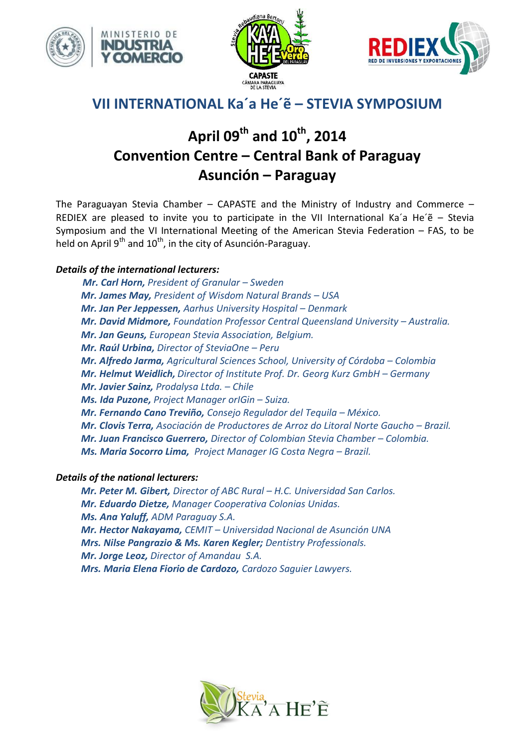# VII INTERNATIONAL Ka´a He´ẽ – STEVIA SYMPOSIUM

## April 09th and 10th, 2014
## Convention Centre – Central Bank of Paraguay
## Asunción – Paraguay

The Paraguayan Stevia Chamber – CAPASTE and the Ministry of Industry and Commerce – REDIEX are pleased to invite you to participate in the VII International Ka´a He´ẽ – Stevia Symposium and the VI International Meeting of the American Stevia Federation – FAS, to be held on April 9th and 10th, in the city of Asunción-Paraguay.

***Details of the international lecturers:***

*__Mr. Carl Horn,__ President of Granular – Sweden*
*__Mr. James May,__ President of Wisdom Natural Brands – USA*
*__Mr. Jan Per Jeppessen,__ Aarhus University Hospital – Denmark*
*__Mr. David Midmore,__ Foundation Professor Central Queensland University – Australia.*
*__Mr. Jan Geuns,__ European Stevia Association, Belgium.*
*__Mr. Raúl Urbina,__ Director of SteviaOne – Peru*
*__Mr. Alfredo Jarma,__ Agricultural Sciences School, University of Córdoba – Colombia*
*__Mr. Helmut Weidlich,__ Director of Institute Prof. Dr. Georg Kurz GmbH – Germany*
*__Mr. Javier Sainz,__ Prodalysa Ltda. – Chile*
*__Ms. Ida Puzone,__ Project Manager orIGin – Suiza.*
*__Mr. Fernando Cano Treviño,__ Consejo Regulador del Tequila – México.*
*__Mr. Clovis Terra,__ Asociación de Productores de Arroz do Litoral Norte Gaucho – Brazil.*
*__Mr. Juan Francisco Guerrero,__ Director of Colombian Stevia Chamber – Colombia.*
*__Ms. Maria Socorro Lima,__ Project Manager IG Costa Negra – Brazil.*

***Details of the national lecturers:***

*__Mr. Peter M. Gibert,__ Director of ABC Rural – H.C. Universidad San Carlos.*
*__Mr. Eduardo Dietze,__ Manager Cooperativa Colonias Unidas.*
*__Ms. Ana Yaluff,__ ADM Paraguay S.A.*
*__Mr. Hector Nakayama,__ CEMIT – Universidad Nacional de Asunción UNA*
*__Mrs. Nilse Pangrazio & Ms. Karen Kegler;__ Dentistry Professionals.*
*__Mr. Jorge Leoz,__ Director of Amandau S.A.*
*__Mrs. Maria Elena Fiorio de Cardozo,__ Cardozo Saguier Lawyers.*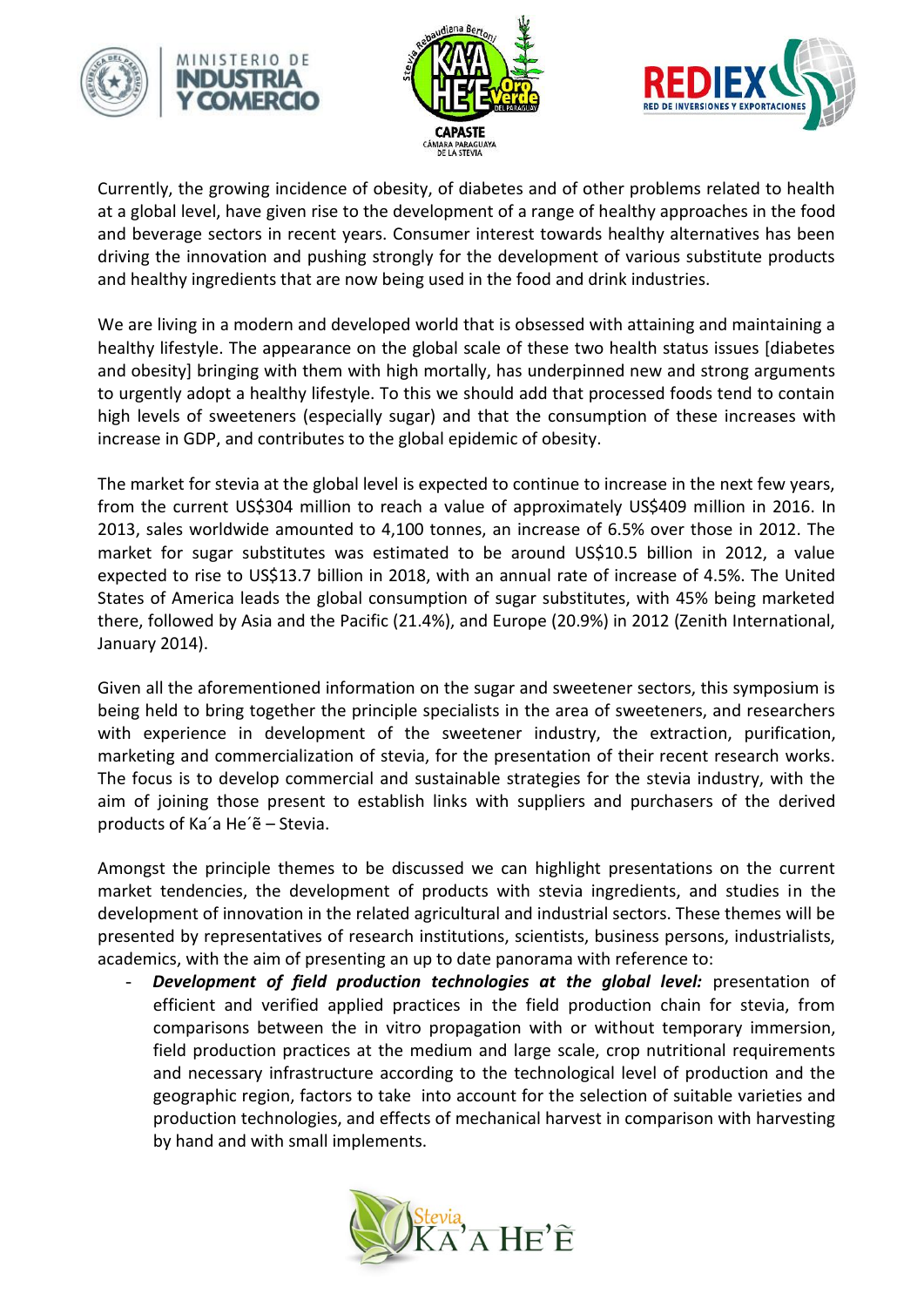Currently, the growing incidence of obesity, of diabetes and of other problems related to health at a global level, have given rise to the development of a range of healthy approaches in the food and beverage sectors in recent years. Consumer interest towards healthy alternatives has been driving the innovation and pushing strongly for the development of various substitute products and healthy ingredients that are now being used in the food and drink industries.

We are living in a modern and developed world that is obsessed with attaining and maintaining a healthy lifestyle. The appearance on the global scale of these two health status issues [diabetes and obesity] bringing with them with high mortally, has underpinned new and strong arguments to urgently adopt a healthy lifestyle. To this we should add that processed foods tend to contain high levels of sweeteners (especially sugar) and that the consumption of these increases with increase in GDP, and contributes to the global epidemic of obesity.

The market for stevia at the global level is expected to continue to increase in the next few years, from the current US$304 million to reach a value of approximately US$409 million in 2016. In 2013, sales worldwide amounted to 4,100 tonnes, an increase of 6.5% over those in 2012. The market for sugar substitutes was estimated to be around US$10.5 billion in 2012, a value expected to rise to US$13.7 billion in 2018, with an annual rate of increase of 4.5%. The United States of America leads the global consumption of sugar substitutes, with 45% being marketed there, followed by Asia and the Pacific (21.4%), and Europe (20.9%) in 2012 (Zenith International, January 2014).

Given all the aforementioned information on the sugar and sweetener sectors, this symposium is being held to bring together the principle specialists in the area of sweeteners, and researchers with experience in development of the sweetener industry, the extraction, purification, marketing and commercialization of stevia, for the presentation of their recent research works. The focus is to develop commercial and sustainable strategies for the stevia industry, with the aim of joining those present to establish links with suppliers and purchasers of the derived products of Ka´a He´ẽ – Stevia.

Amongst the principle themes to be discussed we can highlight presentations on the current market tendencies, the development of products with stevia ingredients, and studies in the development of innovation in the related agricultural and industrial sectors. These themes will be presented by representatives of research institutions, scientists, business persons, industrialists, academics, with the aim of presenting an up to date panorama with reference to:

- ***Development of field production technologies at the global level:*** presentation of efficient and verified applied practices in the field production chain for stevia, from comparisons between the in vitro propagation with or without temporary immersion, field production practices at the medium and large scale, crop nutritional requirements and necessary infrastructure according to the technological level of production and the geographic region, factors to take into account for the selection of suitable varieties and production technologies, and effects of mechanical harvest in comparison with harvesting by hand and with small implements.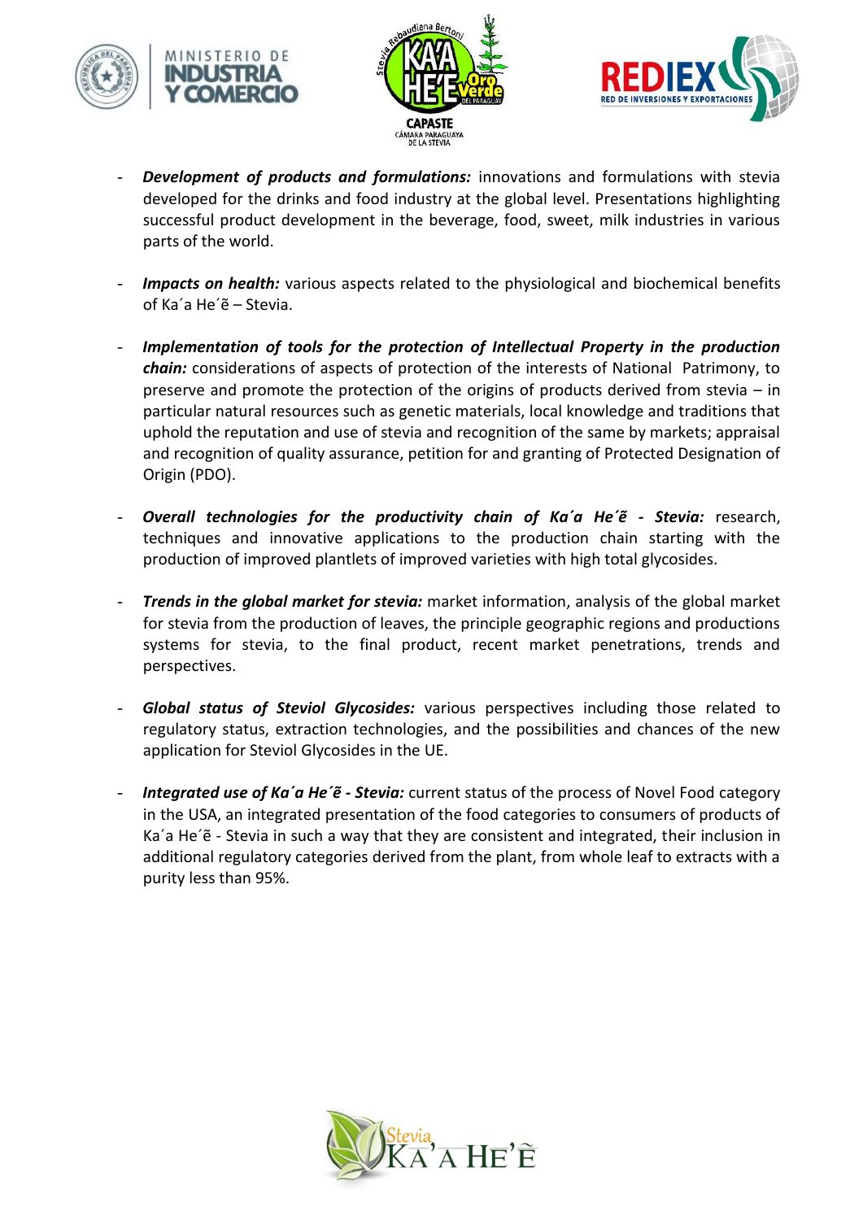- ***Development of products and formulations:*** innovations and formulations with stevia developed for the drinks and food industry at the global level. Presentations highlighting successful product development in the beverage, food, sweet, milk industries in various parts of the world.

- ***Impacts on health:*** various aspects related to the physiological and biochemical benefits of Ka´a He´ẽ – Stevia.

- ***Implementation of tools for the protection of Intellectual Property in the production chain:*** considerations of aspects of protection of the interests of National Patrimony, to preserve and promote the protection of the origins of products derived from stevia – in particular natural resources such as genetic materials, local knowledge and traditions that uphold the reputation and use of stevia and recognition of the same by markets; appraisal and recognition of quality assurance, petition for and granting of Protected Designation of Origin (PDO).

- ***Overall technologies for the productivity chain of Ka´a He´ẽ - Stevia:*** research, techniques and innovative applications to the production chain starting with the production of improved plantlets of improved varieties with high total glycosides.

- ***Trends in the global market for stevia:*** market information, analysis of the global market for stevia from the production of leaves, the principle geographic regions and productions systems for stevia, to the final product, recent market penetrations, trends and perspectives.

- ***Global status of Steviol Glycosides:*** various perspectives including those related to regulatory status, extraction technologies, and the possibilities and chances of the new application for Steviol Glycosides in the UE.

- ***Integrated use of Ka´a He´ẽ - Stevia:*** current status of the process of Novel Food category in the USA, an integrated presentation of the food categories to consumers of products of Ka´a He´ẽ - Stevia in such a way that they are consistent and integrated, their inclusion in additional regulatory categories derived from the plant, from whole leaf to extracts with a purity less than 95%.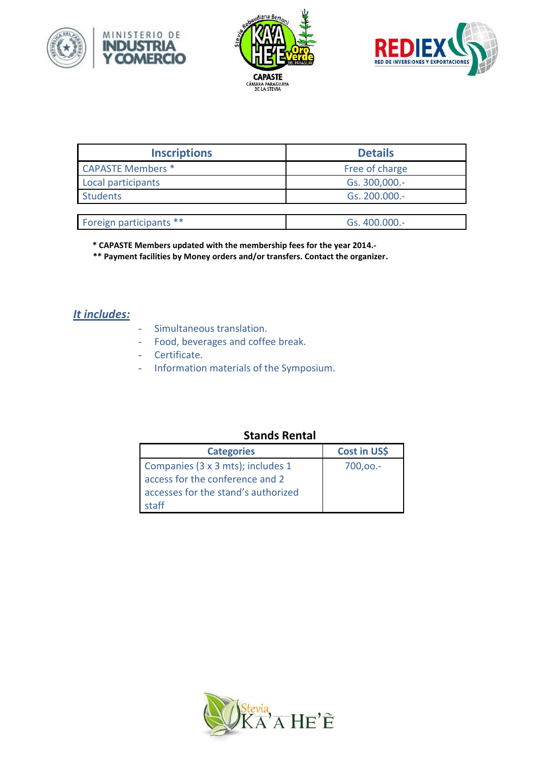| Inscriptions | Details |
| --- | --- |
| CAPASTE Members * | Free of charge |
| Local participants | Gs. 300,000.- |
| Students | Gs. 200.000.- |
| | |
| Foreign participants ** | Gs. 400.000.- |

**\* CAPASTE Members updated with the membership fees for the year 2014.-**

**\*\* Payment facilities by Money orders and/or transfers. Contact the organizer.**

***It includes:***

- Simultaneous translation.
- Food, beverages and coffee break.
- Certificate.
- Information materials of the Symposium.

**Stands Rental**

| Categories | Cost in US$ |
| --- | --- |
| Companies (3 x 3 mts); includes 1 access for the conference and 2 accesses for the stand's authorized staff | 700,oo.- |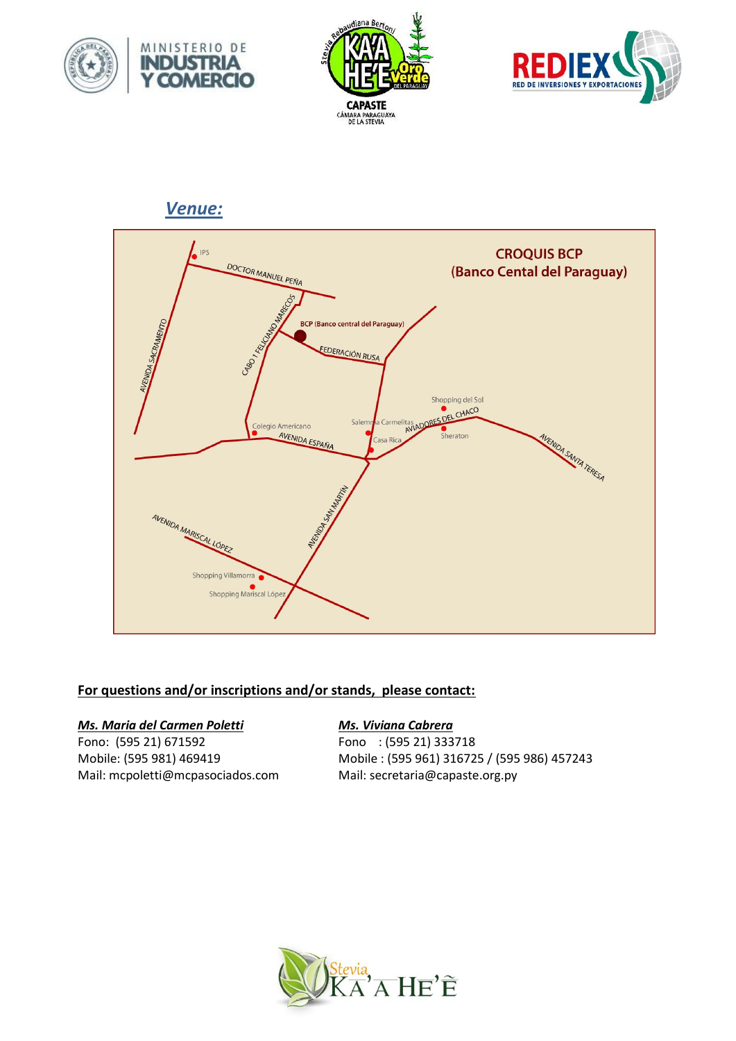## *Venue:*

CROQUIS BCP
(Banco Cental del Paraguay)

IPS
DOCTOR MANUEL PEÑA
CABO 1 FELICIANO MARECOS
BCP (Banco central del Paraguay)
FEDERACIÓN RUSA
AVENIDA SACRAMENTO
Shopping del Sol
Colegio Americano
AVENIDA ESPAÑA
Salemma Carmelitas
AVIADORES DEL CHACO
Casa Rica
Sheraton
AVENIDA SANTA TERESA
AVENIDA SAN MARTIN
AVENIDA MARISCAL LÓPEZ
Shopping Villamorra
Shopping Mariscal López

**For questions and/or inscriptions and/or stands, please contact:**

***Ms. Maria del Carmen Poletti***
Fono: (595 21) 671592
Mobile: (595 981) 469419
Mail: mcpoletti@mcpasociados.com

***Ms. Viviana Cabrera***
Fono : (595 21) 333718
Mobile : (595 961) 316725 / (595 986) 457243
Mail: secretaria@capaste.org.py